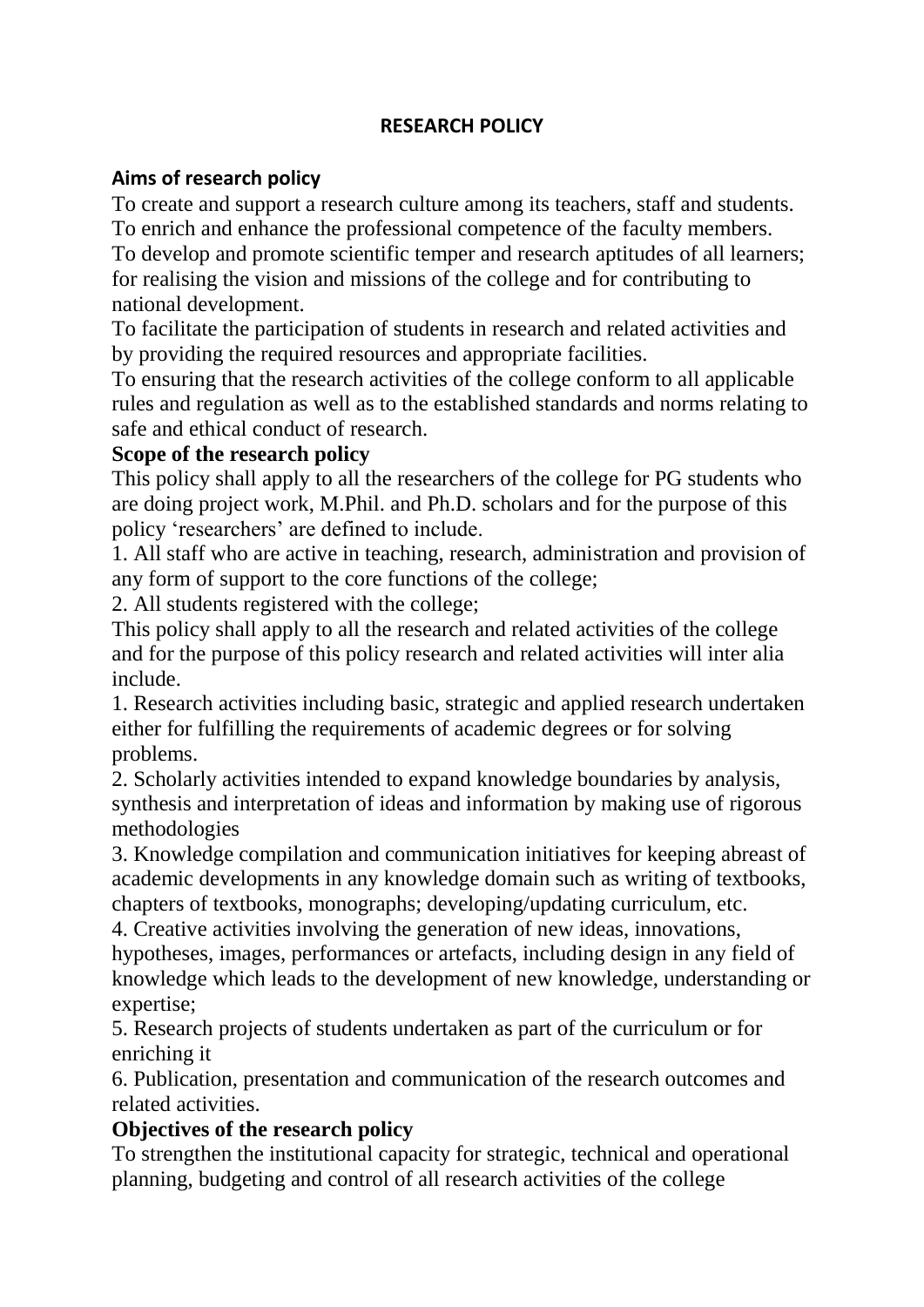# RESEARCH POLICY

## Aims of research policy

To create and support a research culture among its teachers, staff and students.
To enrich and enhance the professional competence of the faculty members.
To develop and promote scientific temper and research aptitudes of all learners; for realising the vision and missions of the college and for contributing to national development.
To facilitate the participation of students in research and related activities and by providing the required resources and appropriate facilities.
To ensuring that the research activities of the college conform to all applicable rules and regulation as well as to the established standards and norms relating to safe and ethical conduct of research.

**Scope of the research policy**

This policy shall apply to all the researchers of the college for PG students who are doing project work, M.Phil. and Ph.D. scholars and for the purpose of this policy 'researchers' are defined to include.

1. All staff who are active in teaching, research, administration and provision of any form of support to the core functions of the college;
2. All students registered with the college;

This policy shall apply to all the research and related activities of the college and for the purpose of this policy research and related activities will inter alia include.

1. Research activities including basic, strategic and applied research undertaken either for fulfilling the requirements of academic degrees or for solving problems.
2. Scholarly activities intended to expand knowledge boundaries by analysis, synthesis and interpretation of ideas and information by making use of rigorous methodologies
3. Knowledge compilation and communication initiatives for keeping abreast of academic developments in any knowledge domain such as writing of textbooks, chapters of textbooks, monographs; developing/updating curriculum, etc.
4. Creative activities involving the generation of new ideas, innovations, hypotheses, images, performances or artefacts, including design in any field of knowledge which leads to the development of new knowledge, understanding or expertise;
5. Research projects of students undertaken as part of the curriculum or for enriching it
6. Publication, presentation and communication of the research outcomes and related activities.

**Objectives of the research policy**

To strengthen the institutional capacity for strategic, technical and operational planning, budgeting and control of all research activities of the college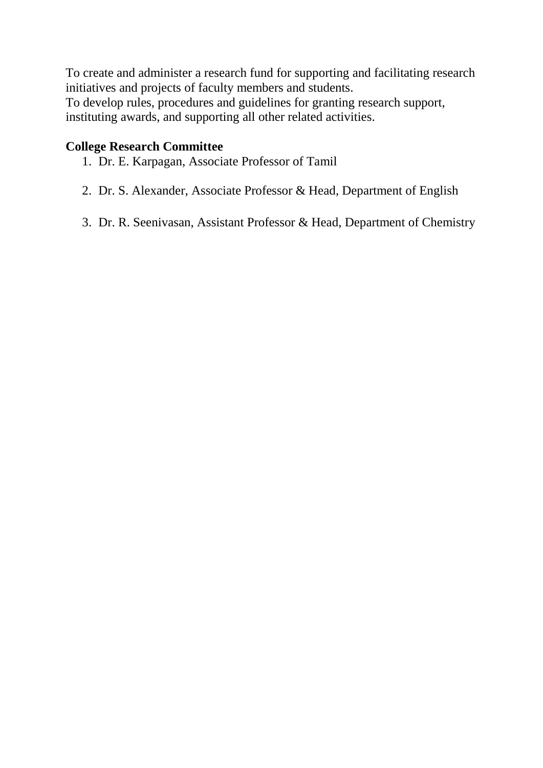To create and administer a research fund for supporting and facilitating research initiatives and projects of faculty members and students.
To develop rules, procedures and guidelines for granting research support, instituting awards, and supporting all other related activities.

**College Research Committee**

1. Dr. E. Karpagan, Associate Professor of Tamil
2. Dr. S. Alexander, Associate Professor & Head, Department of English
3. Dr. R. Seenivasan, Assistant Professor & Head, Department of Chemistry